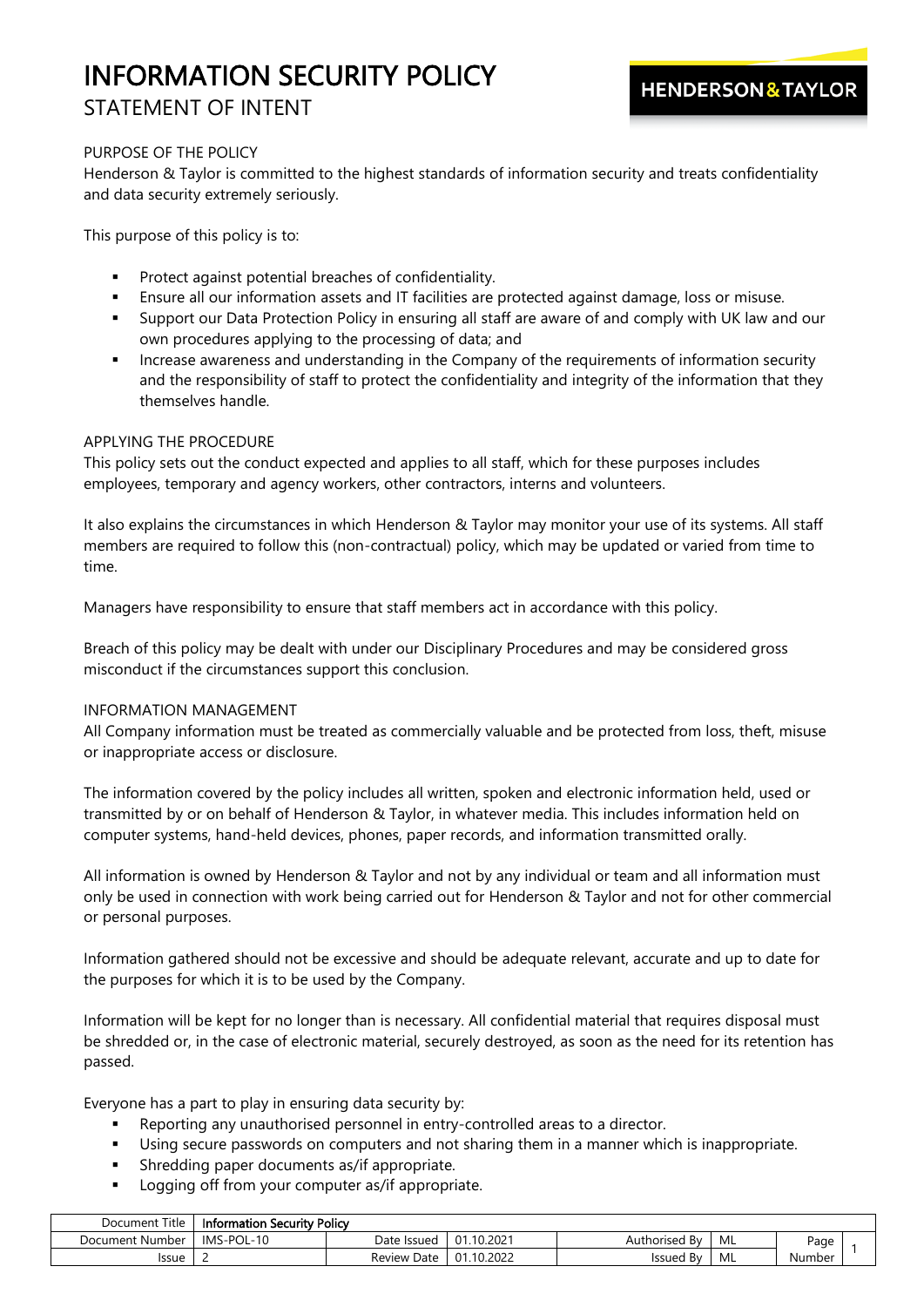# INFORMATION SECURITY POLICY

## STATEMENT OF INTENT

HENDERSON & TAYLOR

### PURPOSE OF THE POLICY

Henderson & Taylor is committed to the highest standards of information security and treats confidentiality and data security extremely seriously.

This purpose of this policy is to:

- Protect against potential breaches of confidentiality.
- Ensure all our information assets and IT facilities are protected against damage, loss or misuse.
- Support our Data Protection Policy in ensuring all staff are aware of and comply with UK law and our own procedures applying to the processing of data; and
- Increase awareness and understanding in the Company of the requirements of information security and the responsibility of staff to protect the confidentiality and integrity of the information that they themselves handle.

### APPLYING THE PROCEDURE

This policy sets out the conduct expected and applies to all staff, which for these purposes includes employees, temporary and agency workers, other contractors, interns and volunteers.

It also explains the circumstances in which Henderson & Taylor may monitor your use of its systems. All staff members are required to follow this (non-contractual) policy, which may be updated or varied from time to time.

Managers have responsibility to ensure that staff members act in accordance with this policy.

Breach of this policy may be dealt with under our Disciplinary Procedures and may be considered gross misconduct if the circumstances support this conclusion.

### INFORMATION MANAGEMENT

All Company information must be treated as commercially valuable and be protected from loss, theft, misuse or inappropriate access or disclosure.

The information covered by the policy includes all written, spoken and electronic information held, used or transmitted by or on behalf of Henderson & Taylor, in whatever media. This includes information held on computer systems, hand-held devices, phones, paper records, and information transmitted orally.

All information is owned by Henderson & Taylor and not by any individual or team and all information must only be used in connection with work being carried out for Henderson & Taylor and not for other commercial or personal purposes.

Information gathered should not be excessive and should be adequate relevant, accurate and up to date for the purposes for which it is to be used by the Company.

Information will be kept for no longer than is necessary. All confidential material that requires disposal must be shredded or, in the case of electronic material, securely destroyed, as soon as the need for its retention has passed.

Everyone has a part to play in ensuring data security by:

- Reporting any unauthorised personnel in entry-controlled areas to a director.
- Using secure passwords on computers and not sharing them in a manner which is inappropriate.
- Shredding paper documents as/if appropriate.
- Logging off from your computer as/if appropriate.

| | | | | | | | |
|---|---|---|---|---|---|---|---|
| Document Title | **Information Security Policy** | | | | | | |
| Document Number | IMS-POL-10 | Date Issued | 01.10.2021 | Authorised By | ML | Page Number | 1 |
| Issue | 2 | Review Date | 01.10.2022 | Issued By | ML | | |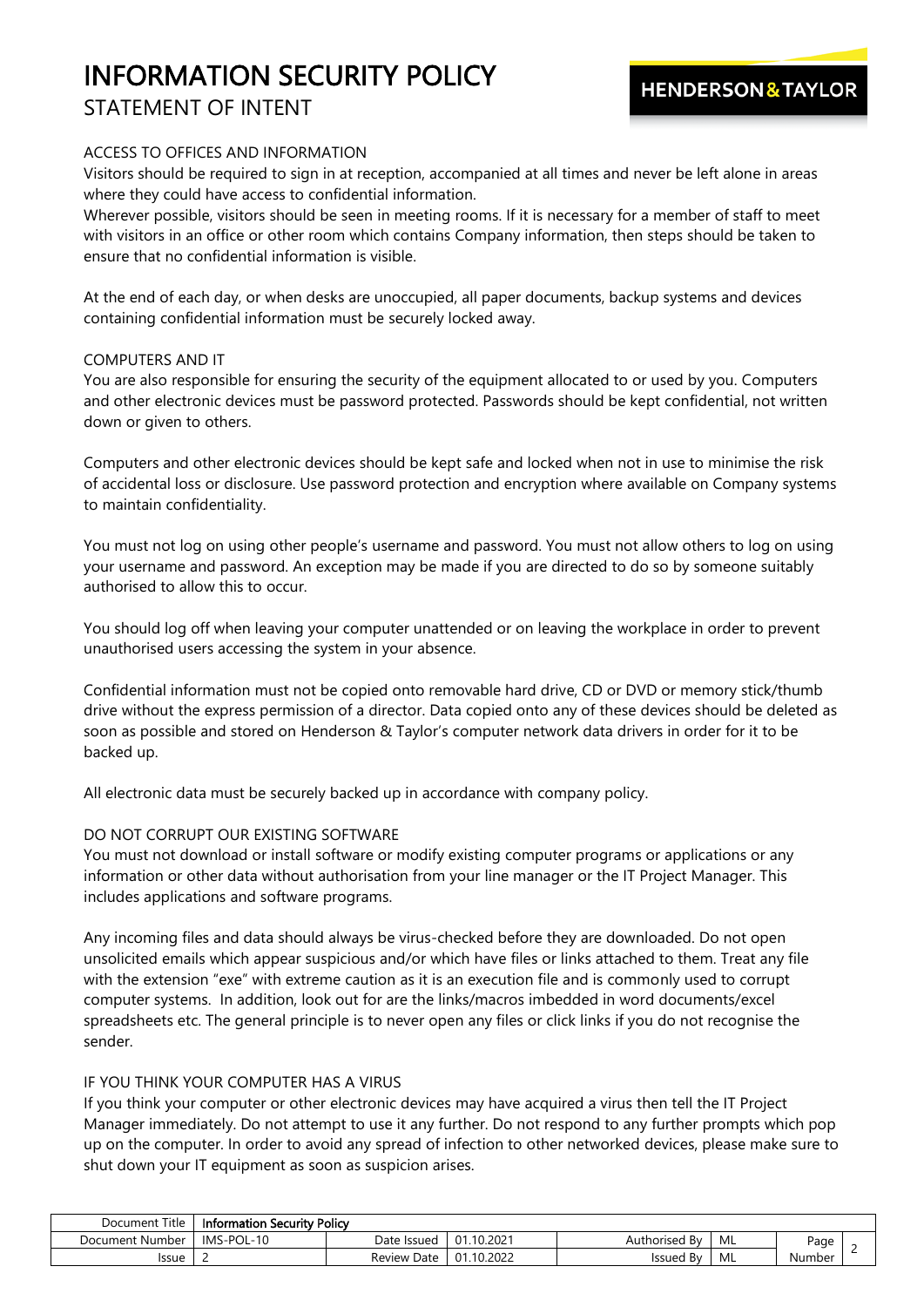# INFORMATION SECURITY POLICY

## STATEMENT OF INTENT

### ACCESS TO OFFICES AND INFORMATION

Visitors should be required to sign in at reception, accompanied at all times and never be left alone in areas where they could have access to confidential information.

Wherever possible, visitors should be seen in meeting rooms. If it is necessary for a member of staff to meet with visitors in an office or other room which contains Company information, then steps should be taken to ensure that no confidential information is visible.

At the end of each day, or when desks are unoccupied, all paper documents, backup systems and devices containing confidential information must be securely locked away.

### COMPUTERS AND IT

You are also responsible for ensuring the security of the equipment allocated to or used by you. Computers and other electronic devices must be password protected. Passwords should be kept confidential, not written down or given to others.

Computers and other electronic devices should be kept safe and locked when not in use to minimise the risk of accidental loss or disclosure. Use password protection and encryption where available on Company systems to maintain confidentiality.

You must not log on using other people's username and password. You must not allow others to log on using your username and password. An exception may be made if you are directed to do so by someone suitably authorised to allow this to occur.

You should log off when leaving your computer unattended or on leaving the workplace in order to prevent unauthorised users accessing the system in your absence.

Confidential information must not be copied onto removable hard drive, CD or DVD or memory stick/thumb drive without the express permission of a director. Data copied onto any of these devices should be deleted as soon as possible and stored on Henderson & Taylor's computer network data drivers in order for it to be backed up.

All electronic data must be securely backed up in accordance with company policy.

### DO NOT CORRUPT OUR EXISTING SOFTWARE

You must not download or install software or modify existing computer programs or applications or any information or other data without authorisation from your line manager or the IT Project Manager. This includes applications and software programs.

Any incoming files and data should always be virus-checked before they are downloaded. Do not open unsolicited emails which appear suspicious and/or which have files or links attached to them. Treat any file with the extension "exe" with extreme caution as it is an execution file and is commonly used to corrupt computer systems. In addition, look out for are the links/macros imbedded in word documents/excel spreadsheets etc. The general principle is to never open any files or click links if you do not recognise the sender.

### IF YOU THINK YOUR COMPUTER HAS A VIRUS

If you think your computer or other electronic devices may have acquired a virus then tell the IT Project Manager immediately. Do not attempt to use it any further. Do not respond to any further prompts which pop up on the computer. In order to avoid any spread of infection to other networked devices, please make sure to shut down your IT equipment as soon as suspicion arises.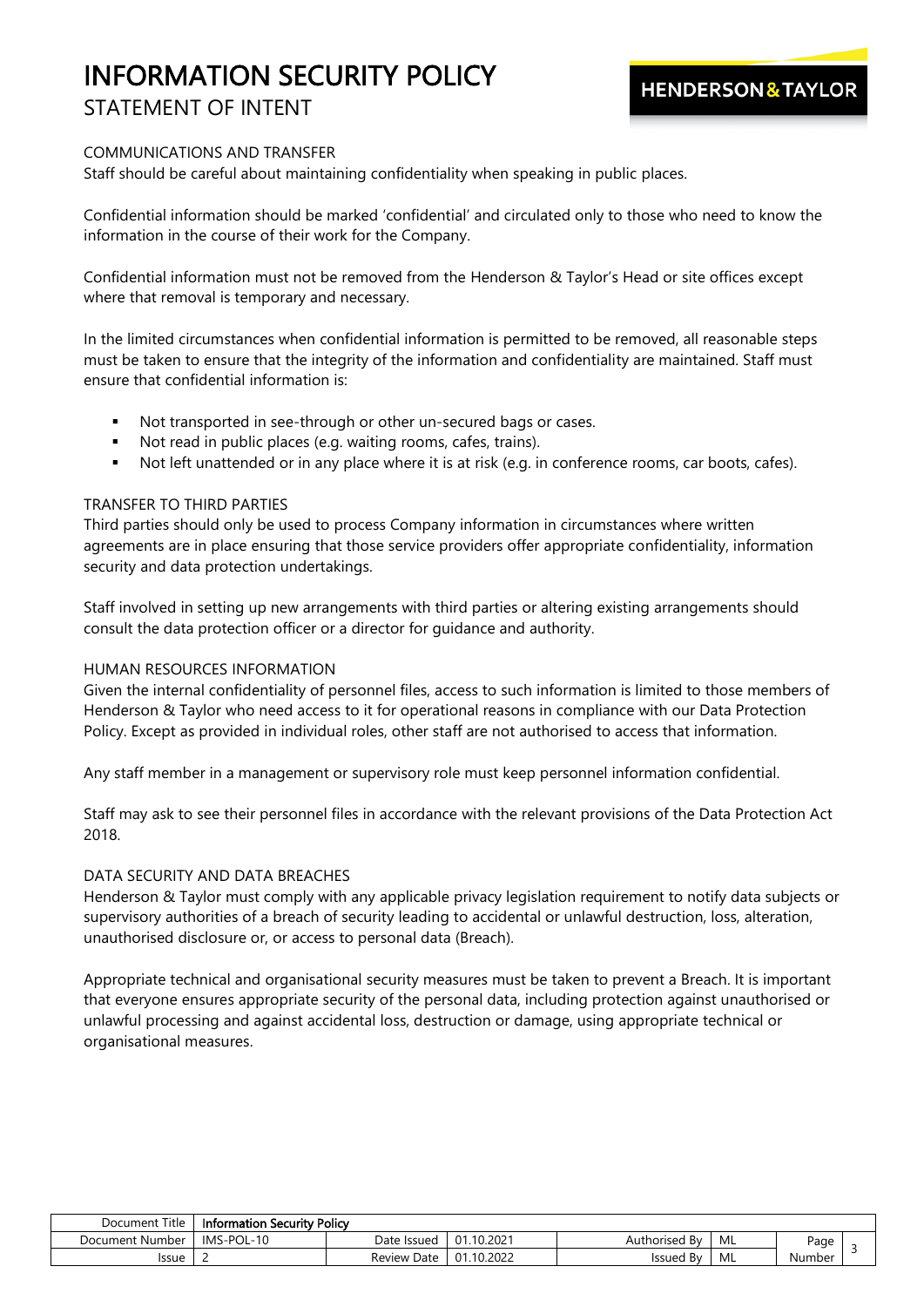### COMMUNICATIONS AND TRANSFER

Staff should be careful about maintaining confidentiality when speaking in public places.

Confidential information should be marked 'confidential' and circulated only to those who need to know the information in the course of their work for the Company.

Confidential information must not be removed from the Henderson & Taylor's Head or site offices except where that removal is temporary and necessary.

In the limited circumstances when confidential information is permitted to be removed, all reasonable steps must be taken to ensure that the integrity of the information and confidentiality are maintained. Staff must ensure that confidential information is:

- Not transported in see-through or other un-secured bags or cases.
- Not read in public places (e.g. waiting rooms, cafes, trains).
- Not left unattended or in any place where it is at risk (e.g. in conference rooms, car boots, cafes).

### TRANSFER TO THIRD PARTIES

Third parties should only be used to process Company information in circumstances where written agreements are in place ensuring that those service providers offer appropriate confidentiality, information security and data protection undertakings.

Staff involved in setting up new arrangements with third parties or altering existing arrangements should consult the data protection officer or a director for guidance and authority.

### HUMAN RESOURCES INFORMATION

Given the internal confidentiality of personnel files, access to such information is limited to those members of Henderson & Taylor who need access to it for operational reasons in compliance with our Data Protection Policy. Except as provided in individual roles, other staff are not authorised to access that information.

Any staff member in a management or supervisory role must keep personnel information confidential.

Staff may ask to see their personnel files in accordance with the relevant provisions of the Data Protection Act 2018.

### DATA SECURITY AND DATA BREACHES

Henderson & Taylor must comply with any applicable privacy legislation requirement to notify data subjects or supervisory authorities of a breach of security leading to accidental or unlawful destruction, loss, alteration, unauthorised disclosure or, or access to personal data (Breach).

Appropriate technical and organisational security measures must be taken to prevent a Breach. It is important that everyone ensures appropriate security of the personal data, including protection against unauthorised or unlawful processing and against accidental loss, destruction or damage, using appropriate technical or organisational measures.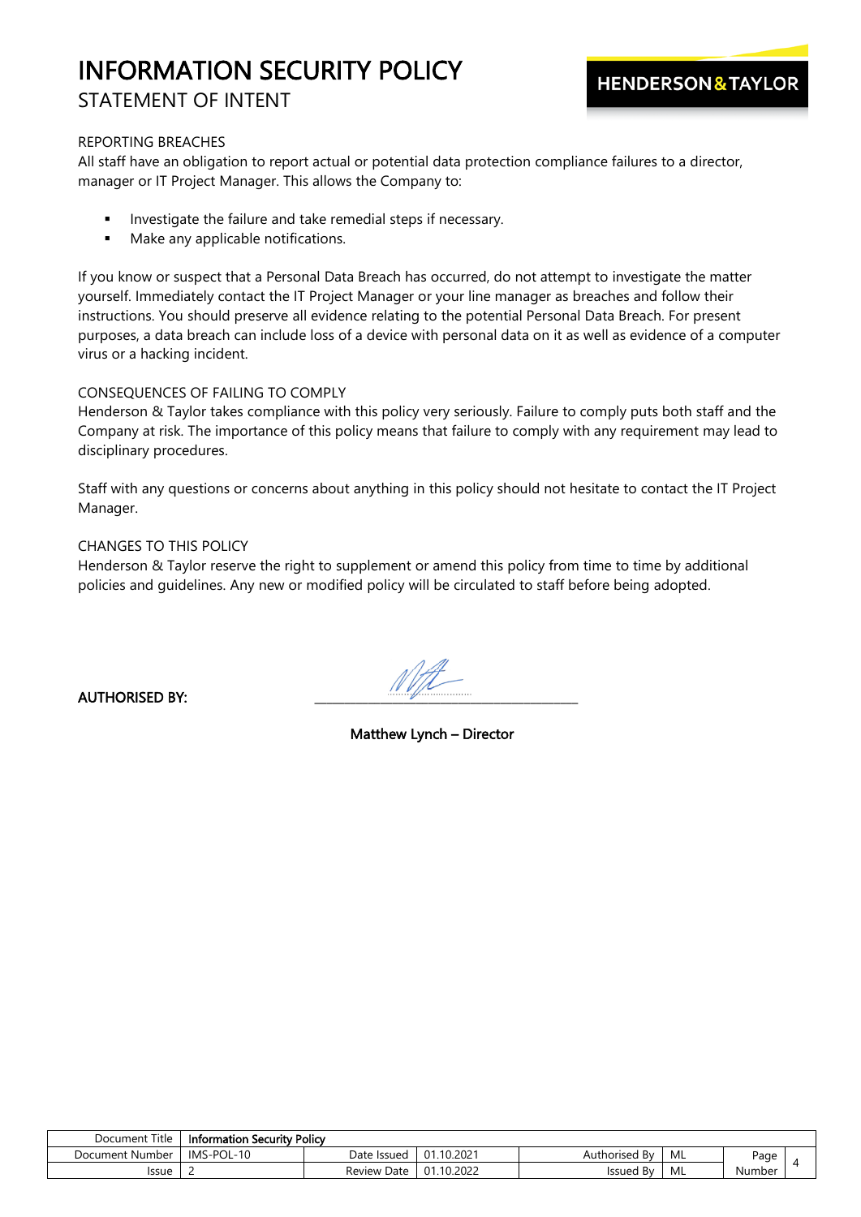# INFORMATION SECURITY POLICY
## STATEMENT OF INTENT

REPORTING BREACHES

All staff have an obligation to report actual or potential data protection compliance failures to a director, manager or IT Project Manager. This allows the Company to:

- Investigate the failure and take remedial steps if necessary.
- Make any applicable notifications.

If you know or suspect that a Personal Data Breach has occurred, do not attempt to investigate the matter yourself. Immediately contact the IT Project Manager or your line manager as breaches and follow their instructions. You should preserve all evidence relating to the potential Personal Data Breach. For present purposes, a data breach can include loss of a device with personal data on it as well as evidence of a computer virus or a hacking incident.

CONSEQUENCES OF FAILING TO COMPLY

Henderson & Taylor takes compliance with this policy very seriously. Failure to comply puts both staff and the Company at risk. The importance of this policy means that failure to comply with any requirement may lead to disciplinary procedures.

Staff with any questions or concerns about anything in this policy should not hesitate to contact the IT Project Manager.

CHANGES TO THIS POLICY

Henderson & Taylor reserve the right to supplement or amend this policy from time to time by additional policies and guidelines. Any new or modified policy will be circulated to staff before being adopted.

**AUTHORISED BY:** ____________________

**Matthew Lynch – Director**